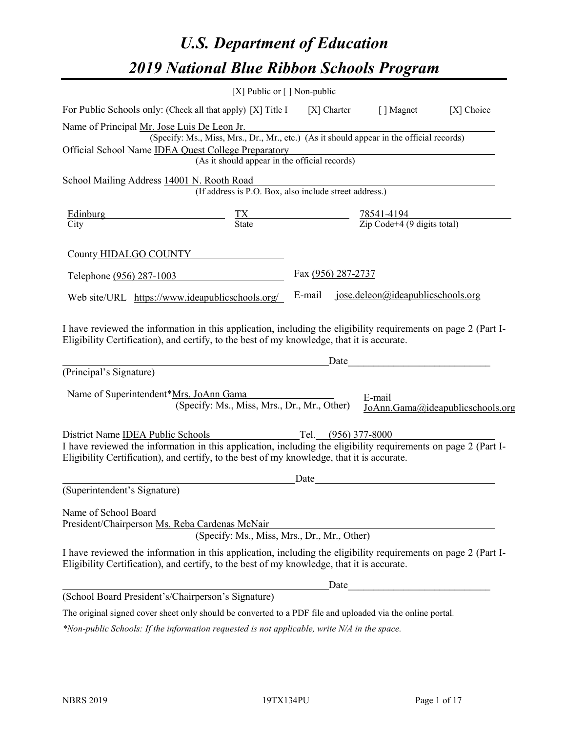# *U.S. Department of Education*

# *2019 National Blue Ribbon Schools Program*

[X] Public or [ ] Non-public

For Public Schools only: (Check all that apply) [X] Title I [X] Charter [ ] Magnet [X] Choice

Name of Principal Mr. Jose Luis De Leon Jr.
(Specify: Ms., Miss, Mrs., Dr., Mr., etc.) (As it should appear in the official records)

Official School Name IDEA Quest College Preparatory
(As it should appear in the official records)

School Mailing Address 14001 N. Rooth Road
(If address is P.O. Box, also include street address.)

| Edinburg | TX | 78541-4194 |
|---|---|---|
| City | State | Zip Code+4 (9 digits total) |

County HIDALGO COUNTY

Telephone (956) 287-1003 Fax (956) 287-2737

Web site/URL https://www.ideapublicschools.org/ E-mail jose.deleon@ideapublicschools.org

I have reviewed the information in this application, including the eligibility requirements on page 2 (Part I-Eligibility Certification), and certify, to the best of my knowledge, that it is accurate.

_________________________________________ Date_____________________
(Principal's Signature)

Name of Superintendent*Mrs. JoAnn Gama
(Specify: Ms., Miss, Mrs., Dr., Mr., Other)
E-mail JoAnn.Gama@ideapublicschools.org

District Name IDEA Public Schools Tel. (956) 377-8000

I have reviewed the information in this application, including the eligibility requirements on page 2 (Part I-Eligibility Certification), and certify, to the best of my knowledge, that it is accurate.

_________________________________________ Date_____________________
(Superintendent's Signature)

Name of School Board
President/Chairperson Ms. Reba Cardenas McNair
(Specify: Ms., Miss, Mrs., Dr., Mr., Other)

I have reviewed the information in this application, including the eligibility requirements on page 2 (Part I-Eligibility Certification), and certify, to the best of my knowledge, that it is accurate.

_________________________________________ Date_____________________
(School Board President's/Chairperson's Signature)

The original signed cover sheet only should be converted to a PDF file and uploaded via the online portal.

*\*Non-public Schools: If the information requested is not applicable, write N/A in the space.*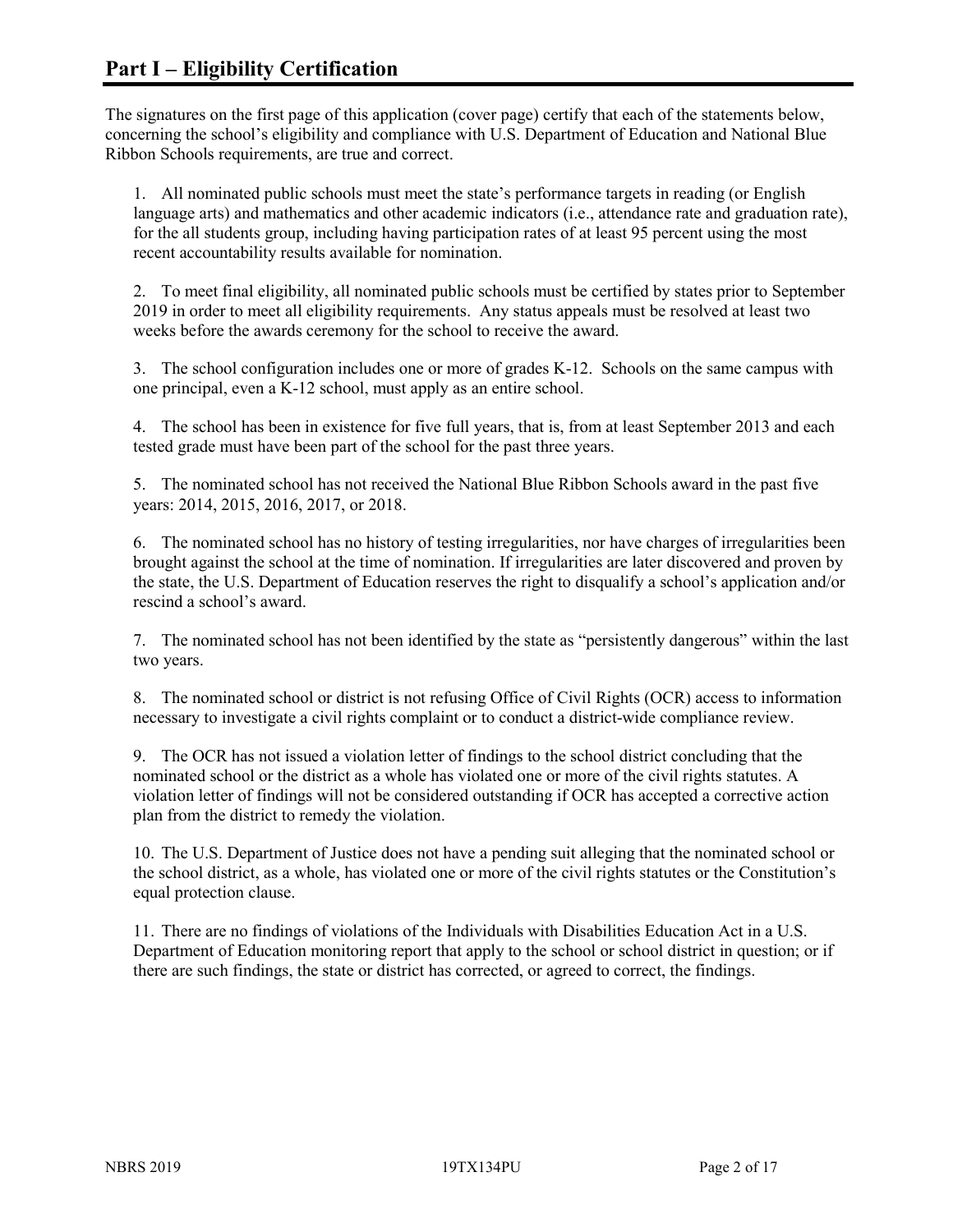# Part I – Eligibility Certification

The signatures on the first page of this application (cover page) certify that each of the statements below, concerning the school's eligibility and compliance with U.S. Department of Education and National Blue Ribbon Schools requirements, are true and correct.

1. All nominated public schools must meet the state's performance targets in reading (or English language arts) and mathematics and other academic indicators (i.e., attendance rate and graduation rate), for the all students group, including having participation rates of at least 95 percent using the most recent accountability results available for nomination.

2. To meet final eligibility, all nominated public schools must be certified by states prior to September 2019 in order to meet all eligibility requirements. Any status appeals must be resolved at least two weeks before the awards ceremony for the school to receive the award.

3. The school configuration includes one or more of grades K-12. Schools on the same campus with one principal, even a K-12 school, must apply as an entire school.

4. The school has been in existence for five full years, that is, from at least September 2013 and each tested grade must have been part of the school for the past three years.

5. The nominated school has not received the National Blue Ribbon Schools award in the past five years: 2014, 2015, 2016, 2017, or 2018.

6. The nominated school has no history of testing irregularities, nor have charges of irregularities been brought against the school at the time of nomination. If irregularities are later discovered and proven by the state, the U.S. Department of Education reserves the right to disqualify a school's application and/or rescind a school's award.

7. The nominated school has not been identified by the state as "persistently dangerous" within the last two years.

8. The nominated school or district is not refusing Office of Civil Rights (OCR) access to information necessary to investigate a civil rights complaint or to conduct a district-wide compliance review.

9. The OCR has not issued a violation letter of findings to the school district concluding that the nominated school or the district as a whole has violated one or more of the civil rights statutes. A violation letter of findings will not be considered outstanding if OCR has accepted a corrective action plan from the district to remedy the violation.

10. The U.S. Department of Justice does not have a pending suit alleging that the nominated school or the school district, as a whole, has violated one or more of the civil rights statutes or the Constitution's equal protection clause.

11. There are no findings of violations of the Individuals with Disabilities Education Act in a U.S. Department of Education monitoring report that apply to the school or school district in question; or if there are such findings, the state or district has corrected, or agreed to correct, the findings.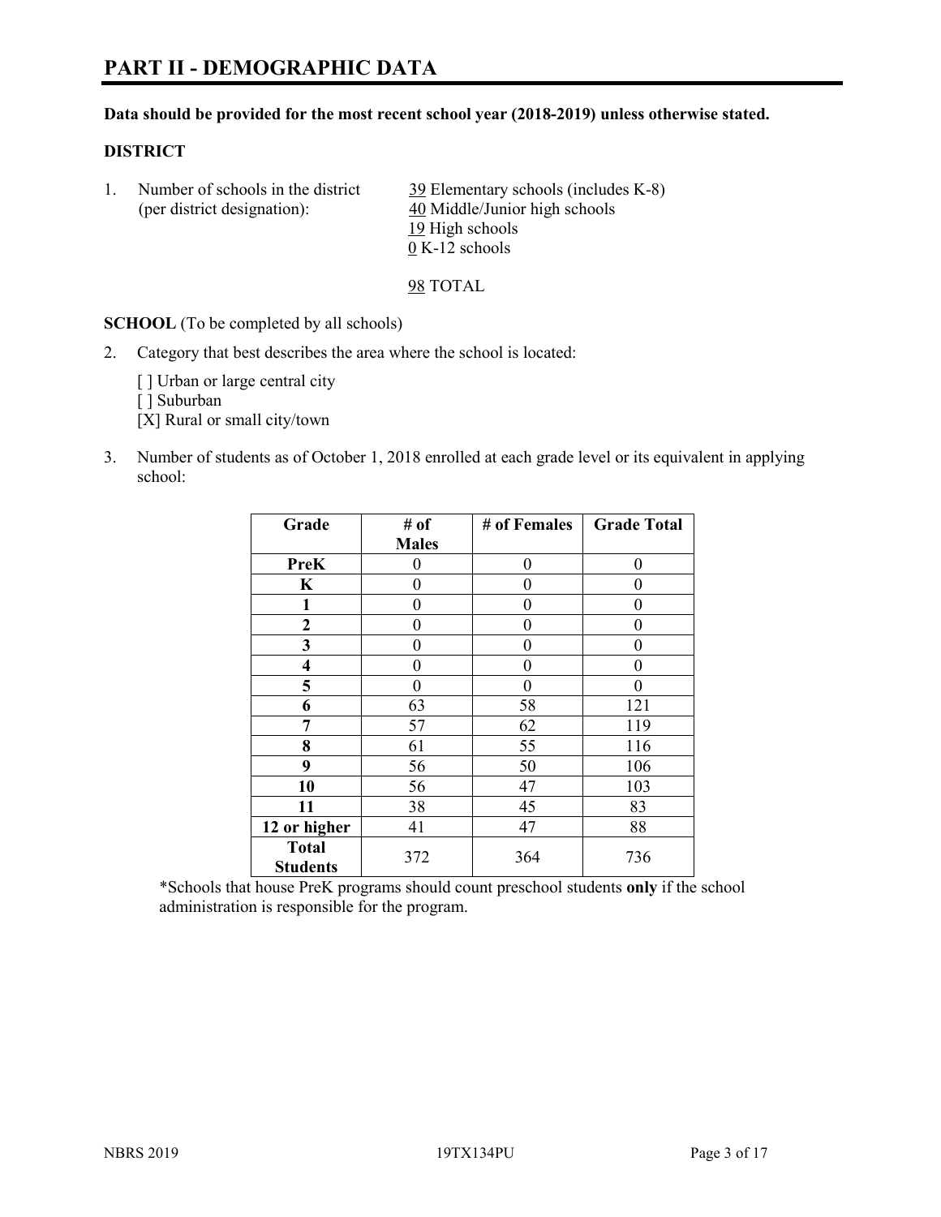# PART II - DEMOGRAPHIC DATA

**Data should be provided for the most recent school year (2018-2019) unless otherwise stated.**

**DISTRICT**

1. Number of schools in the district (per district designation):
   - 39 Elementary schools (includes K-8)
   - 40 Middle/Junior high schools
   - 19 High schools
   - 0 K-12 schools

   98 TOTAL

**SCHOOL** (To be completed by all schools)

2. Category that best describes the area where the school is located:

   [ ] Urban or large central city
   [ ] Suburban
   [X] Rural or small city/town

3. Number of students as of October 1, 2018 enrolled at each grade level or its equivalent in applying school:

| Grade | # of Males | # of Females | Grade Total |
|---|---|---|---|
| **PreK** | 0 | 0 | 0 |
| **K** | 0 | 0 | 0 |
| **1** | 0 | 0 | 0 |
| **2** | 0 | 0 | 0 |
| **3** | 0 | 0 | 0 |
| **4** | 0 | 0 | 0 |
| **5** | 0 | 0 | 0 |
| **6** | 63 | 58 | 121 |
| **7** | 57 | 62 | 119 |
| **8** | 61 | 55 | 116 |
| **9** | 56 | 50 | 106 |
| **10** | 56 | 47 | 103 |
| **11** | 38 | 45 | 83 |
| **12 or higher** | 41 | 47 | 88 |
| **Total Students** | 372 | 364 | 736 |

*Schools that house PreK programs should count preschool students **only** if the school administration is responsible for the program.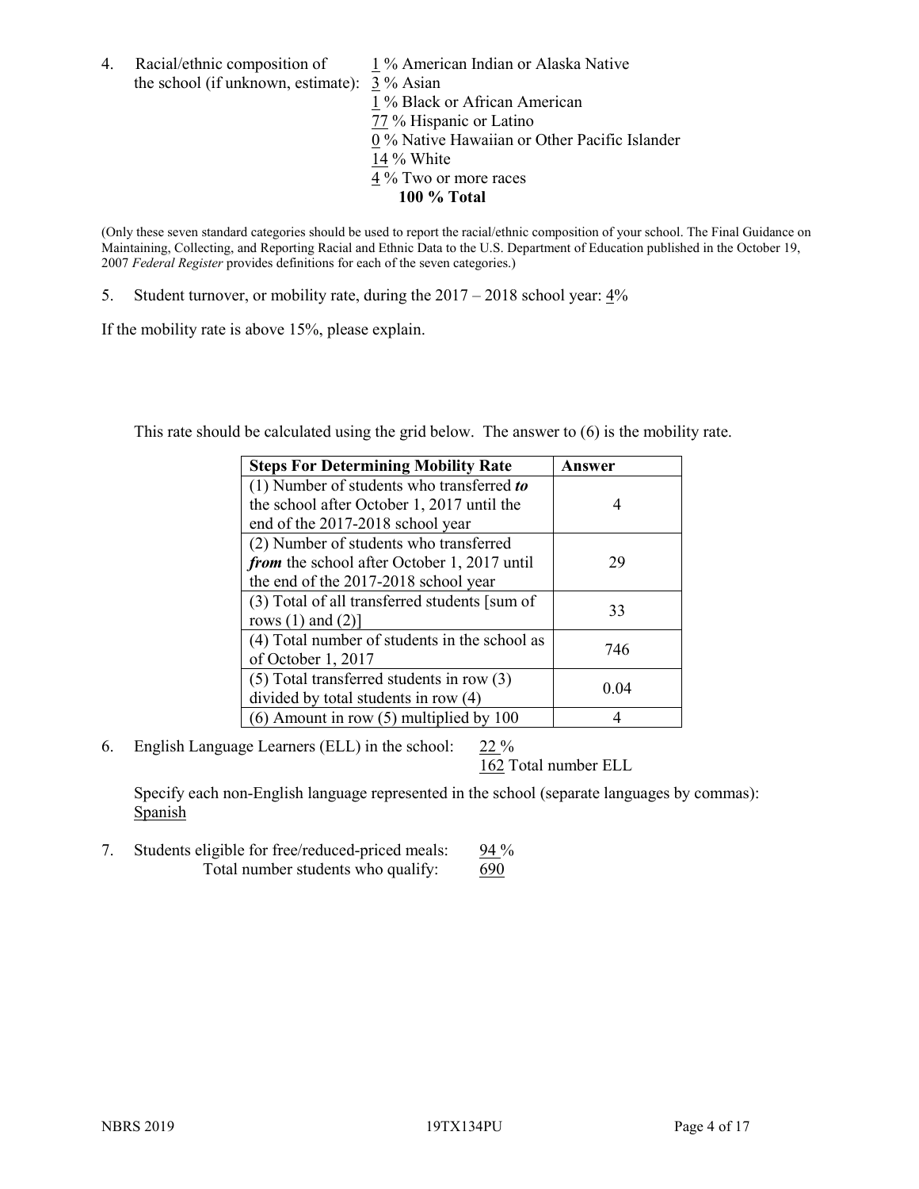4. Racial/ethnic composition of the school (if unknown, estimate):
   1 % American Indian or Alaska Native
   3 % Asian
   1 % Black or African American
   77 % Hispanic or Latino
   0 % Native Hawaiian or Other Pacific Islander
   14 % White
   4 % Two or more races
   **100 % Total**

(Only these seven standard categories should be used to report the racial/ethnic composition of your school. The Final Guidance on Maintaining, Collecting, and Reporting Racial and Ethnic Data to the U.S. Department of Education published in the October 19, 2007 *Federal Register* provides definitions for each of the seven categories.)

5. Student turnover, or mobility rate, during the 2017 – 2018 school year: 4%

If the mobility rate is above 15%, please explain.

This rate should be calculated using the grid below. The answer to (6) is the mobility rate.

| Steps For Determining Mobility Rate | Answer |
|---|---|
| (1) Number of students who transferred ***to*** the school after October 1, 2017 until the end of the 2017-2018 school year | 4 |
| (2) Number of students who transferred ***from*** the school after October 1, 2017 until the end of the 2017-2018 school year | 29 |
| (3) Total of all transferred students [sum of rows (1) and (2)] | 33 |
| (4) Total number of students in the school as of October 1, 2017 | 746 |
| (5) Total transferred students in row (3) divided by total students in row (4) | 0.04 |
| (6) Amount in row (5) multiplied by 100 | 4 |

6. English Language Learners (ELL) in the school: 22 %
   162 Total number ELL

   Specify each non-English language represented in the school (separate languages by commas):
   Spanish

7. Students eligible for free/reduced-priced meals: 94 %
   Total number students who qualify: 690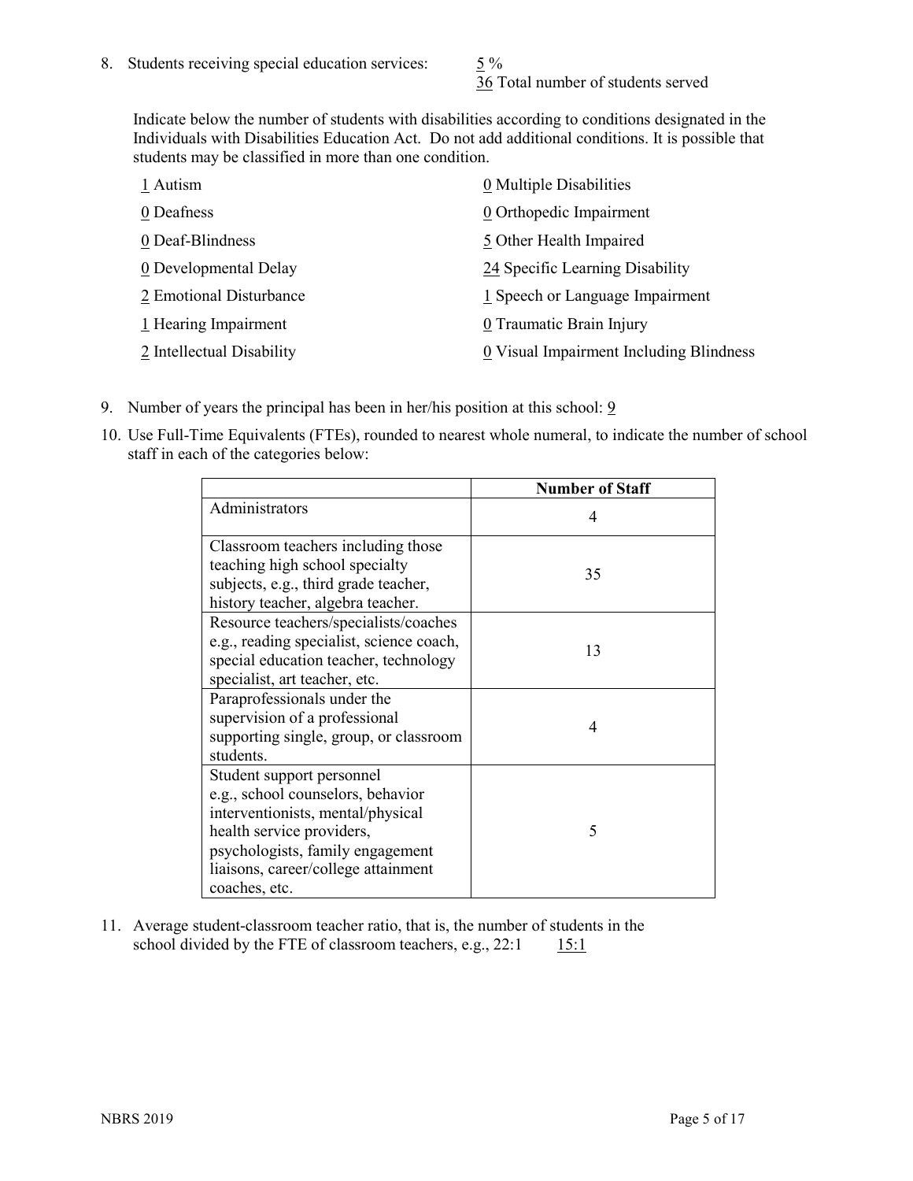8. Students receiving special education services: 5 %
   36 Total number of students served

   Indicate below the number of students with disabilities according to conditions designated in the Individuals with Disabilities Education Act. Do not add additional conditions. It is possible that students may be classified in more than one condition.

| | |
|---|---|
| 1 Autism | 0 Multiple Disabilities |
| 0 Deafness | 0 Orthopedic Impairment |
| 0 Deaf-Blindness | 5 Other Health Impaired |
| 0 Developmental Delay | 24 Specific Learning Disability |
| 2 Emotional Disturbance | 1 Speech or Language Impairment |
| 1 Hearing Impairment | 0 Traumatic Brain Injury |
| 2 Intellectual Disability | 0 Visual Impairment Including Blindness |

9. Number of years the principal has been in her/his position at this school: 9

10. Use Full-Time Equivalents (FTEs), rounded to nearest whole numeral, to indicate the number of school staff in each of the categories below:

| | Number of Staff |
|---|---|
| Administrators | 4 |
| Classroom teachers including those teaching high school specialty subjects, e.g., third grade teacher, history teacher, algebra teacher. | 35 |
| Resource teachers/specialists/coaches e.g., reading specialist, science coach, special education teacher, technology specialist, art teacher, etc. | 13 |
| Paraprofessionals under the supervision of a professional supporting single, group, or classroom students. | 4 |
| Student support personnel e.g., school counselors, behavior interventionists, mental/physical health service providers, psychologists, family engagement liaisons, career/college attainment coaches, etc. | 5 |

11. Average student-classroom teacher ratio, that is, the number of students in the school divided by the FTE of classroom teachers, e.g., 22:1 15:1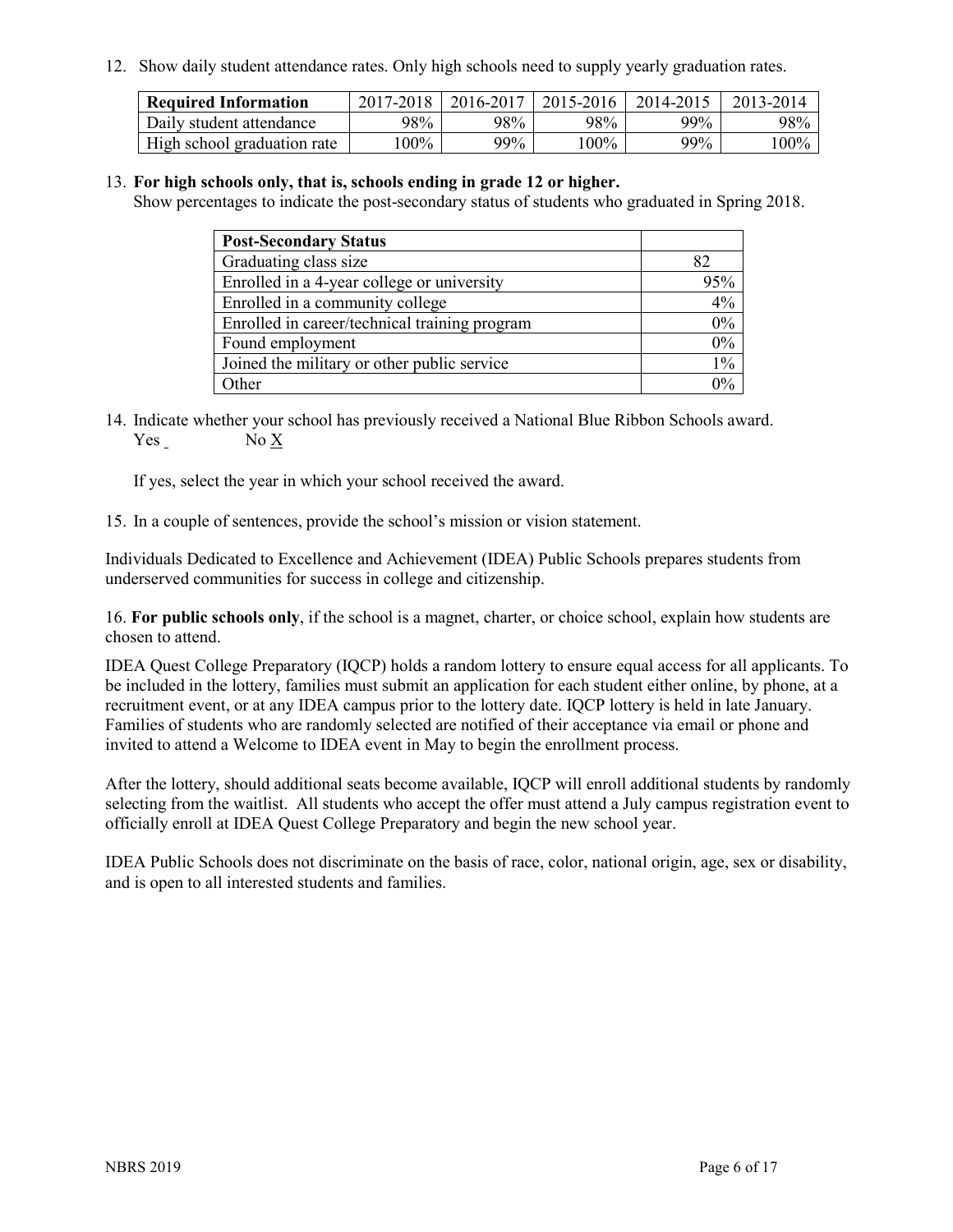12. Show daily student attendance rates. Only high schools need to supply yearly graduation rates.

| Required Information | 2017-2018 | 2016-2017 | 2015-2016 | 2014-2015 | 2013-2014 |
|---|---|---|---|---|---|
| Daily student attendance | 98% | 98% | 98% | 99% | 98% |
| High school graduation rate | 100% | 99% | 100% | 99% | 100% |

13. **For high schools only, that is, schools ending in grade 12 or higher.**
Show percentages to indicate the post-secondary status of students who graduated in Spring 2018.

| Post-Secondary Status | |
|---|---|
| Graduating class size | 82 |
| Enrolled in a 4-year college or university | 95% |
| Enrolled in a community college | 4% |
| Enrolled in career/technical training program | 0% |
| Found employment | 0% |
| Joined the military or other public service | 1% |
| Other | 0% |

14. Indicate whether your school has previously received a National Blue Ribbon Schools award.
Yes _ No X

If yes, select the year in which your school received the award.

15. In a couple of sentences, provide the school's mission or vision statement.

Individuals Dedicated to Excellence and Achievement (IDEA) Public Schools prepares students from underserved communities for success in college and citizenship.

16. **For public schools only**, if the school is a magnet, charter, or choice school, explain how students are chosen to attend.

IDEA Quest College Preparatory (IQCP) holds a random lottery to ensure equal access for all applicants. To be included in the lottery, families must submit an application for each student either online, by phone, at a recruitment event, or at any IDEA campus prior to the lottery date. IQCP lottery is held in late January. Families of students who are randomly selected are notified of their acceptance via email or phone and invited to attend a Welcome to IDEA event in May to begin the enrollment process.

After the lottery, should additional seats become available, IQCP will enroll additional students by randomly selecting from the waitlist. All students who accept the offer must attend a July campus registration event to officially enroll at IDEA Quest College Preparatory and begin the new school year.

IDEA Public Schools does not discriminate on the basis of race, color, national origin, age, sex or disability, and is open to all interested students and families.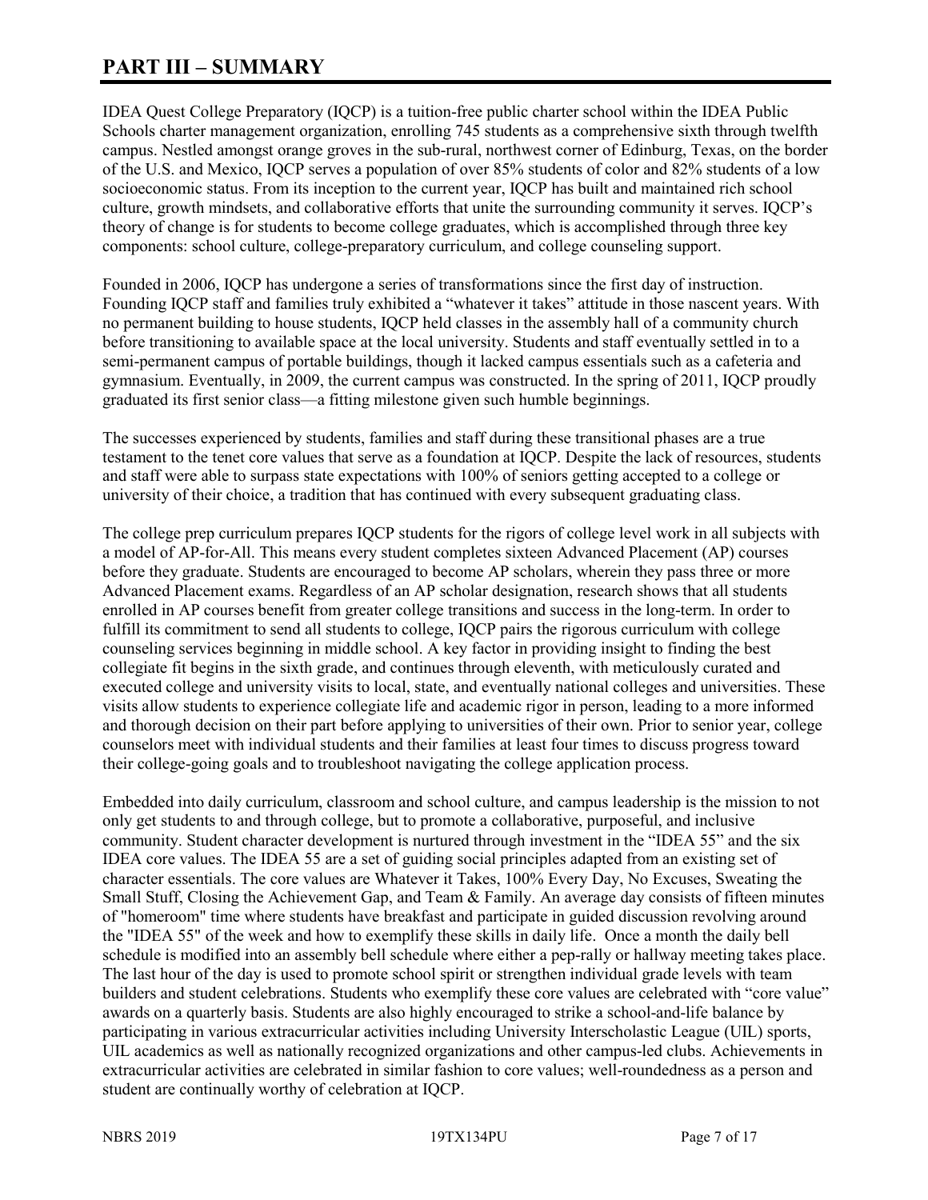# PART III – SUMMARY

IDEA Quest College Preparatory (IQCP) is a tuition-free public charter school within the IDEA Public Schools charter management organization, enrolling 745 students as a comprehensive sixth through twelfth campus. Nestled amongst orange groves in the sub-rural, northwest corner of Edinburg, Texas, on the border of the U.S. and Mexico, IQCP serves a population of over 85% students of color and 82% students of a low socioeconomic status. From its inception to the current year, IQCP has built and maintained rich school culture, growth mindsets, and collaborative efforts that unite the surrounding community it serves. IQCP's theory of change is for students to become college graduates, which is accomplished through three key components: school culture, college-preparatory curriculum, and college counseling support.

Founded in 2006, IQCP has undergone a series of transformations since the first day of instruction. Founding IQCP staff and families truly exhibited a "whatever it takes" attitude in those nascent years. With no permanent building to house students, IQCP held classes in the assembly hall of a community church before transitioning to available space at the local university. Students and staff eventually settled in to a semi-permanent campus of portable buildings, though it lacked campus essentials such as a cafeteria and gymnasium. Eventually, in 2009, the current campus was constructed. In the spring of 2011, IQCP proudly graduated its first senior class—a fitting milestone given such humble beginnings.

The successes experienced by students, families and staff during these transitional phases are a true testament to the tenet core values that serve as a foundation at IQCP. Despite the lack of resources, students and staff were able to surpass state expectations with 100% of seniors getting accepted to a college or university of their choice, a tradition that has continued with every subsequent graduating class.

The college prep curriculum prepares IQCP students for the rigors of college level work in all subjects with a model of AP-for-All. This means every student completes sixteen Advanced Placement (AP) courses before they graduate. Students are encouraged to become AP scholars, wherein they pass three or more Advanced Placement exams. Regardless of an AP scholar designation, research shows that all students enrolled in AP courses benefit from greater college transitions and success in the long-term. In order to fulfill its commitment to send all students to college, IQCP pairs the rigorous curriculum with college counseling services beginning in middle school. A key factor in providing insight to finding the best collegiate fit begins in the sixth grade, and continues through eleventh, with meticulously curated and executed college and university visits to local, state, and eventually national colleges and universities. These visits allow students to experience collegiate life and academic rigor in person, leading to a more informed and thorough decision on their part before applying to universities of their own. Prior to senior year, college counselors meet with individual students and their families at least four times to discuss progress toward their college-going goals and to troubleshoot navigating the college application process.

Embedded into daily curriculum, classroom and school culture, and campus leadership is the mission to not only get students to and through college, but to promote a collaborative, purposeful, and inclusive community. Student character development is nurtured through investment in the "IDEA 55" and the six IDEA core values. The IDEA 55 are a set of guiding social principles adapted from an existing set of character essentials. The core values are Whatever it Takes, 100% Every Day, No Excuses, Sweating the Small Stuff, Closing the Achievement Gap, and Team & Family. An average day consists of fifteen minutes of "homeroom" time where students have breakfast and participate in guided discussion revolving around the "IDEA 55" of the week and how to exemplify these skills in daily life. Once a month the daily bell schedule is modified into an assembly bell schedule where either a pep-rally or hallway meeting takes place. The last hour of the day is used to promote school spirit or strengthen individual grade levels with team builders and student celebrations. Students who exemplify these core values are celebrated with "core value" awards on a quarterly basis. Students are also highly encouraged to strike a school-and-life balance by participating in various extracurricular activities including University Interscholastic League (UIL) sports, UIL academics as well as nationally recognized organizations and other campus-led clubs. Achievements in extracurricular activities are celebrated in similar fashion to core values; well-roundedness as a person and student are continually worthy of celebration at IQCP.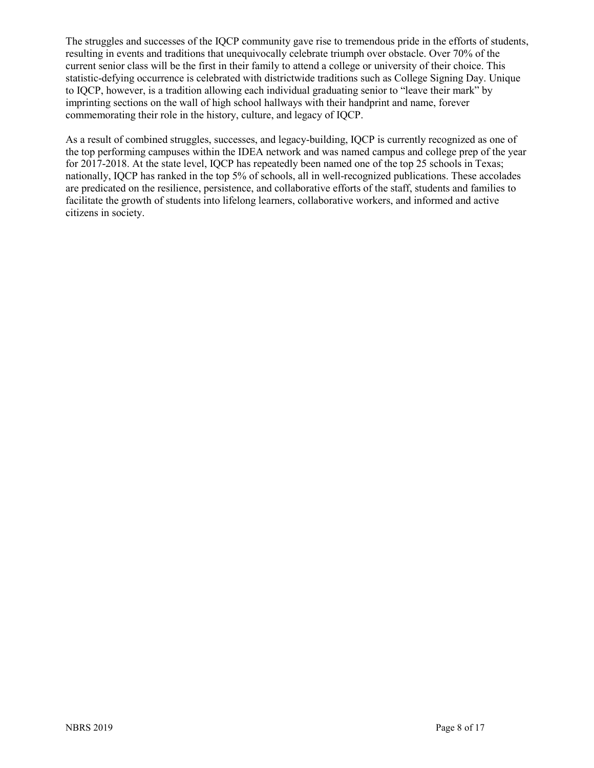The struggles and successes of the IQCP community gave rise to tremendous pride in the efforts of students, resulting in events and traditions that unequivocally celebrate triumph over obstacle. Over 70% of the current senior class will be the first in their family to attend a college or university of their choice. This statistic-defying occurrence is celebrated with districtwide traditions such as College Signing Day. Unique to IQCP, however, is a tradition allowing each individual graduating senior to "leave their mark" by imprinting sections on the wall of high school hallways with their handprint and name, forever commemorating their role in the history, culture, and legacy of IQCP.

As a result of combined struggles, successes, and legacy-building, IQCP is currently recognized as one of the top performing campuses within the IDEA network and was named campus and college prep of the year for 2017-2018. At the state level, IQCP has repeatedly been named one of the top 25 schools in Texas; nationally, IQCP has ranked in the top 5% of schools, all in well-recognized publications. These accolades are predicated on the resilience, persistence, and collaborative efforts of the staff, students and families to facilitate the growth of students into lifelong learners, collaborative workers, and informed and active citizens in society.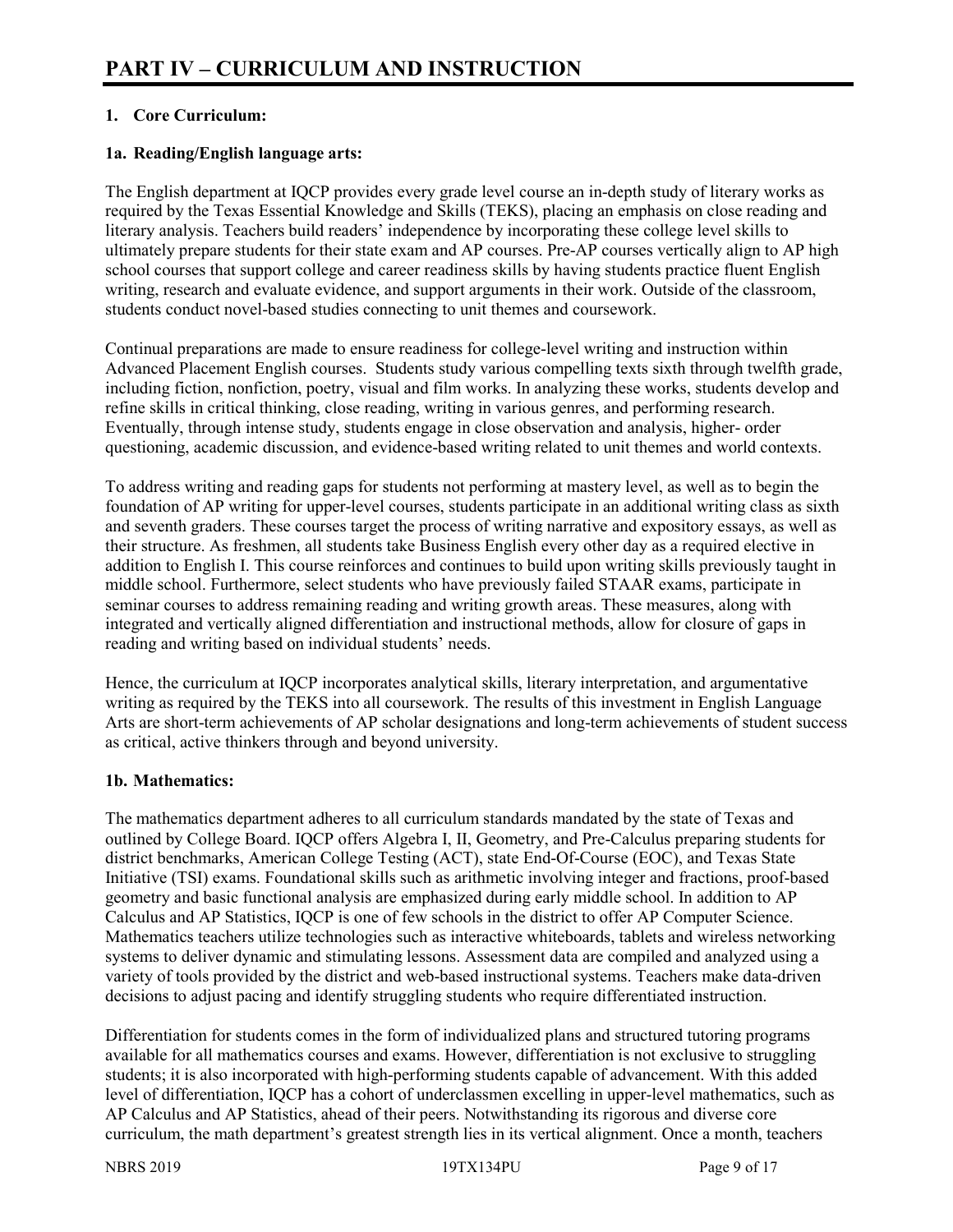# PART IV – CURRICULUM AND INSTRUCTION

**1. Core Curriculum:**

**1a. Reading/English language arts:**

The English department at IQCP provides every grade level course an in-depth study of literary works as required by the Texas Essential Knowledge and Skills (TEKS), placing an emphasis on close reading and literary analysis. Teachers build readers' independence by incorporating these college level skills to ultimately prepare students for their state exam and AP courses. Pre-AP courses vertically align to AP high school courses that support college and career readiness skills by having students practice fluent English writing, research and evaluate evidence, and support arguments in their work. Outside of the classroom, students conduct novel-based studies connecting to unit themes and coursework.

Continual preparations are made to ensure readiness for college-level writing and instruction within Advanced Placement English courses. Students study various compelling texts sixth through twelfth grade, including fiction, nonfiction, poetry, visual and film works. In analyzing these works, students develop and refine skills in critical thinking, close reading, writing in various genres, and performing research. Eventually, through intense study, students engage in close observation and analysis, higher- order questioning, academic discussion, and evidence-based writing related to unit themes and world contexts.

To address writing and reading gaps for students not performing at mastery level, as well as to begin the foundation of AP writing for upper-level courses, students participate in an additional writing class as sixth and seventh graders. These courses target the process of writing narrative and expository essays, as well as their structure. As freshmen, all students take Business English every other day as a required elective in addition to English I. This course reinforces and continues to build upon writing skills previously taught in middle school. Furthermore, select students who have previously failed STAAR exams, participate in seminar courses to address remaining reading and writing growth areas. These measures, along with integrated and vertically aligned differentiation and instructional methods, allow for closure of gaps in reading and writing based on individual students' needs.

Hence, the curriculum at IQCP incorporates analytical skills, literary interpretation, and argumentative writing as required by the TEKS into all coursework. The results of this investment in English Language Arts are short-term achievements of AP scholar designations and long-term achievements of student success as critical, active thinkers through and beyond university.

**1b. Mathematics:**

The mathematics department adheres to all curriculum standards mandated by the state of Texas and outlined by College Board. IQCP offers Algebra I, II, Geometry, and Pre-Calculus preparing students for district benchmarks, American College Testing (ACT), state End-Of-Course (EOC), and Texas State Initiative (TSI) exams. Foundational skills such as arithmetic involving integer and fractions, proof-based geometry and basic functional analysis are emphasized during early middle school. In addition to AP Calculus and AP Statistics, IQCP is one of few schools in the district to offer AP Computer Science. Mathematics teachers utilize technologies such as interactive whiteboards, tablets and wireless networking systems to deliver dynamic and stimulating lessons. Assessment data are compiled and analyzed using a variety of tools provided by the district and web-based instructional systems. Teachers make data-driven decisions to adjust pacing and identify struggling students who require differentiated instruction.

Differentiation for students comes in the form of individualized plans and structured tutoring programs available for all mathematics courses and exams. However, differentiation is not exclusive to struggling students; it is also incorporated with high-performing students capable of advancement. With this added level of differentiation, IQCP has a cohort of underclassmen excelling in upper-level mathematics, such as AP Calculus and AP Statistics, ahead of their peers. Notwithstanding its rigorous and diverse core curriculum, the math department's greatest strength lies in its vertical alignment. Once a month, teachers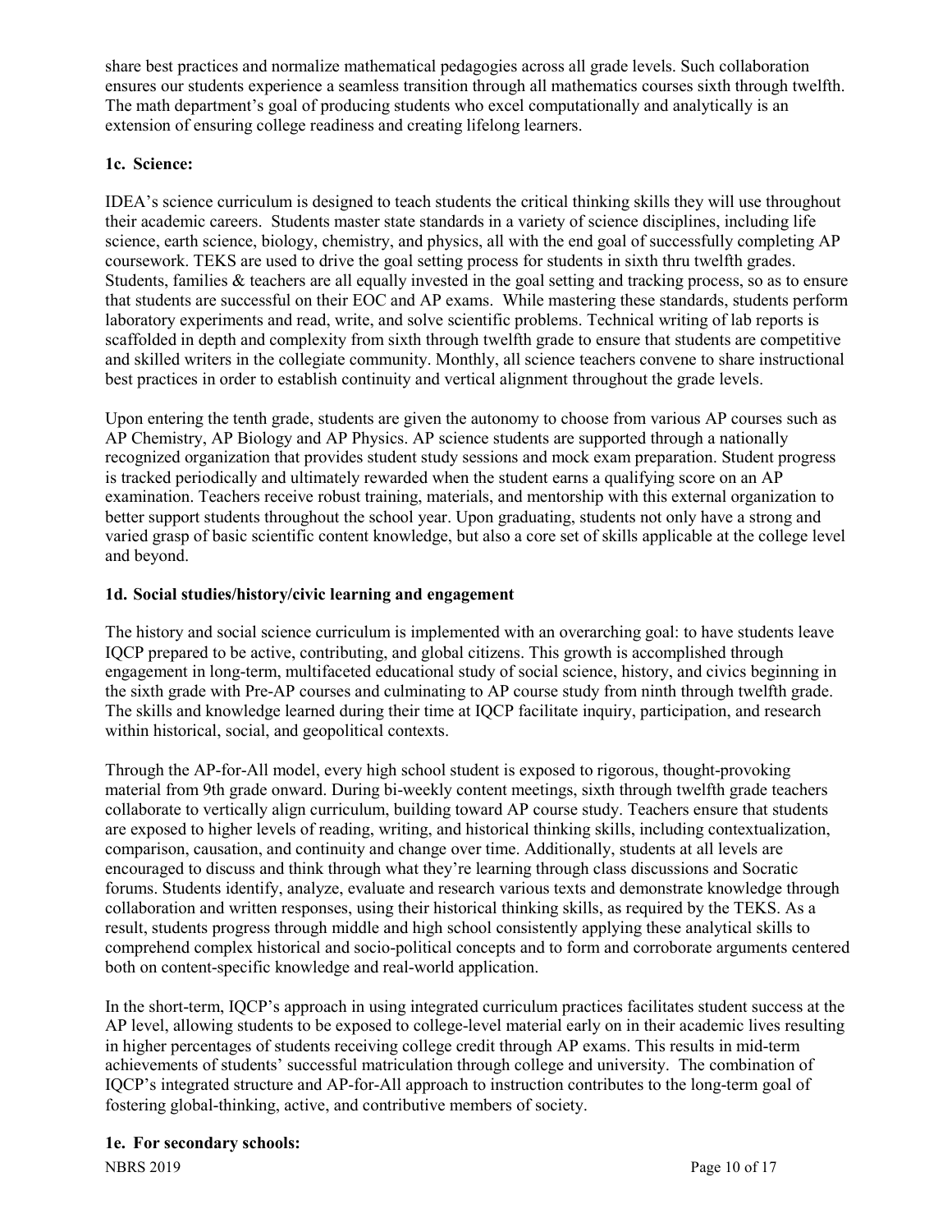share best practices and normalize mathematical pedagogies across all grade levels. Such collaboration ensures our students experience a seamless transition through all mathematics courses sixth through twelfth. The math department's goal of producing students who excel computationally and analytically is an extension of ensuring college readiness and creating lifelong learners.

### 1c. Science:

IDEA's science curriculum is designed to teach students the critical thinking skills they will use throughout their academic careers. Students master state standards in a variety of science disciplines, including life science, earth science, biology, chemistry, and physics, all with the end goal of successfully completing AP coursework. TEKS are used to drive the goal setting process for students in sixth thru twelfth grades. Students, families & teachers are all equally invested in the goal setting and tracking process, so as to ensure that students are successful on their EOC and AP exams. While mastering these standards, students perform laboratory experiments and read, write, and solve scientific problems. Technical writing of lab reports is scaffolded in depth and complexity from sixth through twelfth grade to ensure that students are competitive and skilled writers in the collegiate community. Monthly, all science teachers convene to share instructional best practices in order to establish continuity and vertical alignment throughout the grade levels.

Upon entering the tenth grade, students are given the autonomy to choose from various AP courses such as AP Chemistry, AP Biology and AP Physics. AP science students are supported through a nationally recognized organization that provides student study sessions and mock exam preparation. Student progress is tracked periodically and ultimately rewarded when the student earns a qualifying score on an AP examination. Teachers receive robust training, materials, and mentorship with this external organization to better support students throughout the school year. Upon graduating, students not only have a strong and varied grasp of basic scientific content knowledge, but also a core set of skills applicable at the college level and beyond.

### 1d. Social studies/history/civic learning and engagement

The history and social science curriculum is implemented with an overarching goal: to have students leave IQCP prepared to be active, contributing, and global citizens. This growth is accomplished through engagement in long-term, multifaceted educational study of social science, history, and civics beginning in the sixth grade with Pre-AP courses and culminating to AP course study from ninth through twelfth grade. The skills and knowledge learned during their time at IQCP facilitate inquiry, participation, and research within historical, social, and geopolitical contexts.

Through the AP-for-All model, every high school student is exposed to rigorous, thought-provoking material from 9th grade onward. During bi-weekly content meetings, sixth through twelfth grade teachers collaborate to vertically align curriculum, building toward AP course study. Teachers ensure that students are exposed to higher levels of reading, writing, and historical thinking skills, including contextualization, comparison, causation, and continuity and change over time. Additionally, students at all levels are encouraged to discuss and think through what they're learning through class discussions and Socratic forums. Students identify, analyze, evaluate and research various texts and demonstrate knowledge through collaboration and written responses, using their historical thinking skills, as required by the TEKS. As a result, students progress through middle and high school consistently applying these analytical skills to comprehend complex historical and socio-political concepts and to form and corroborate arguments centered both on content-specific knowledge and real-world application.

In the short-term, IQCP's approach in using integrated curriculum practices facilitates student success at the AP level, allowing students to be exposed to college-level material early on in their academic lives resulting in higher percentages of students receiving college credit through AP exams. This results in mid-term achievements of students' successful matriculation through college and university. The combination of IQCP's integrated structure and AP-for-All approach to instruction contributes to the long-term goal of fostering global-thinking, active, and contributive members of society.

### 1e. For secondary schools: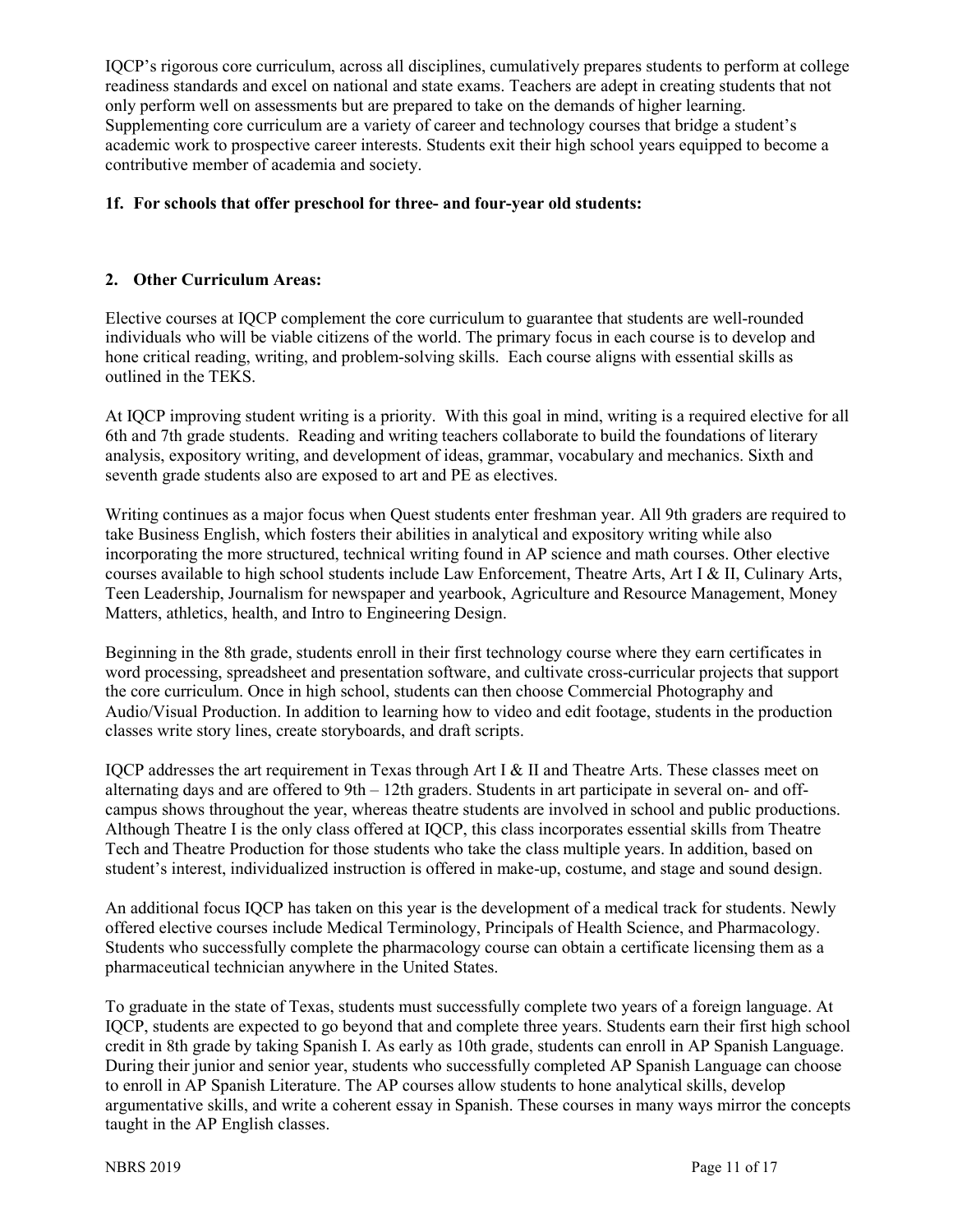IQCP's rigorous core curriculum, across all disciplines, cumulatively prepares students to perform at college readiness standards and excel on national and state exams. Teachers are adept in creating students that not only perform well on assessments but are prepared to take on the demands of higher learning. Supplementing core curriculum are a variety of career and technology courses that bridge a student's academic work to prospective career interests. Students exit their high school years equipped to become a contributive member of academia and society.

### 1f. For schools that offer preschool for three- and four-year old students:

### 2. Other Curriculum Areas:

Elective courses at IQCP complement the core curriculum to guarantee that students are well-rounded individuals who will be viable citizens of the world. The primary focus in each course is to develop and hone critical reading, writing, and problem-solving skills. Each course aligns with essential skills as outlined in the TEKS.

At IQCP improving student writing is a priority. With this goal in mind, writing is a required elective for all 6th and 7th grade students. Reading and writing teachers collaborate to build the foundations of literary analysis, expository writing, and development of ideas, grammar, vocabulary and mechanics. Sixth and seventh grade students also are exposed to art and PE as electives.

Writing continues as a major focus when Quest students enter freshman year. All 9th graders are required to take Business English, which fosters their abilities in analytical and expository writing while also incorporating the more structured, technical writing found in AP science and math courses. Other elective courses available to high school students include Law Enforcement, Theatre Arts, Art I & II, Culinary Arts, Teen Leadership, Journalism for newspaper and yearbook, Agriculture and Resource Management, Money Matters, athletics, health, and Intro to Engineering Design.

Beginning in the 8th grade, students enroll in their first technology course where they earn certificates in word processing, spreadsheet and presentation software, and cultivate cross-curricular projects that support the core curriculum. Once in high school, students can then choose Commercial Photography and Audio/Visual Production. In addition to learning how to video and edit footage, students in the production classes write story lines, create storyboards, and draft scripts.

IQCP addresses the art requirement in Texas through Art I & II and Theatre Arts. These classes meet on alternating days and are offered to 9th – 12th graders. Students in art participate in several on- and off-campus shows throughout the year, whereas theatre students are involved in school and public productions. Although Theatre I is the only class offered at IQCP, this class incorporates essential skills from Theatre Tech and Theatre Production for those students who take the class multiple years. In addition, based on student's interest, individualized instruction is offered in make-up, costume, and stage and sound design.

An additional focus IQCP has taken on this year is the development of a medical track for students. Newly offered elective courses include Medical Terminology, Principals of Health Science, and Pharmacology. Students who successfully complete the pharmacology course can obtain a certificate licensing them as a pharmaceutical technician anywhere in the United States.

To graduate in the state of Texas, students must successfully complete two years of a foreign language. At IQCP, students are expected to go beyond that and complete three years. Students earn their first high school credit in 8th grade by taking Spanish I. As early as 10th grade, students can enroll in AP Spanish Language. During their junior and senior year, students who successfully completed AP Spanish Language can choose to enroll in AP Spanish Literature. The AP courses allow students to hone analytical skills, develop argumentative skills, and write a coherent essay in Spanish. These courses in many ways mirror the concepts taught in the AP English classes.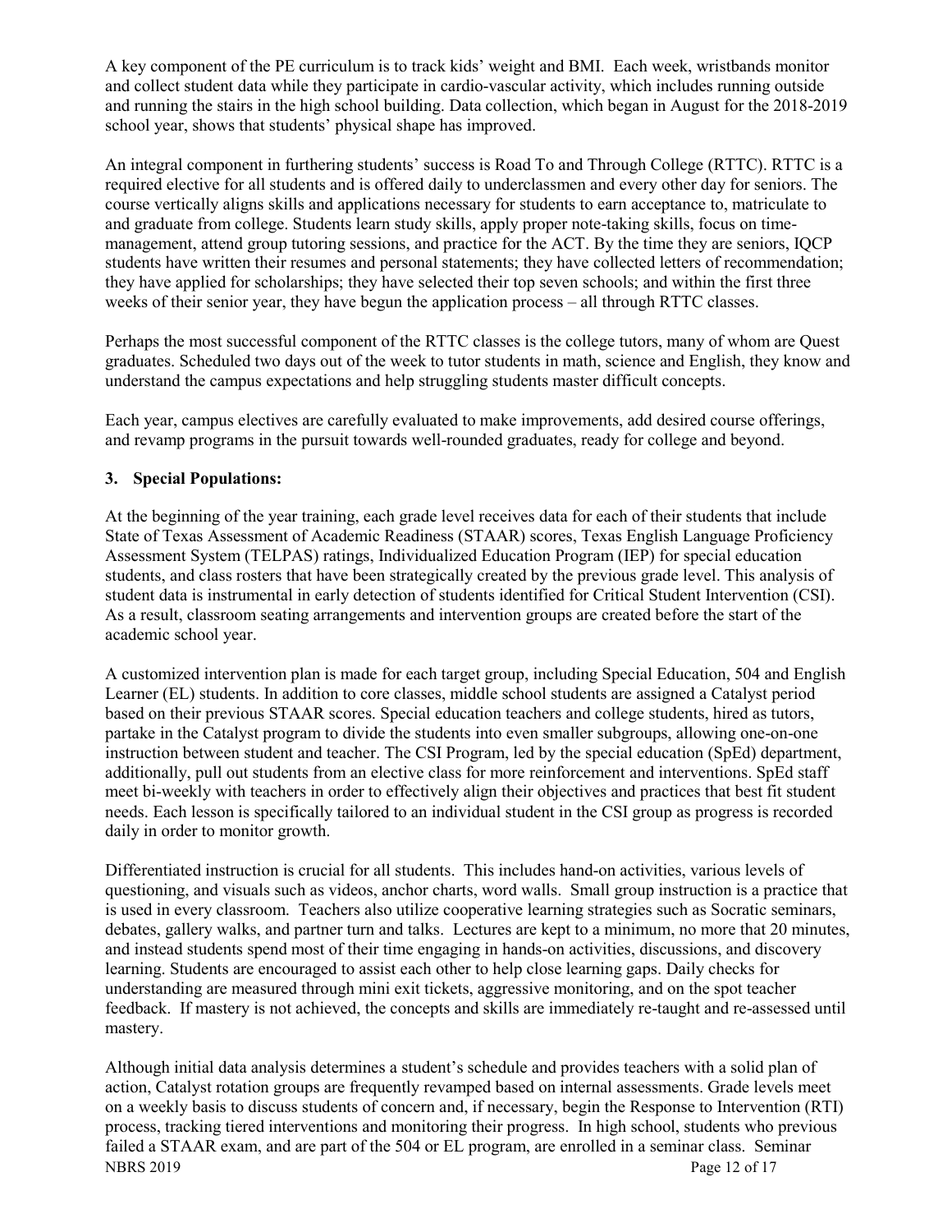A key component of the PE curriculum is to track kids' weight and BMI. Each week, wristbands monitor and collect student data while they participate in cardio-vascular activity, which includes running outside and running the stairs in the high school building. Data collection, which began in August for the 2018-2019 school year, shows that students' physical shape has improved.

An integral component in furthering students' success is Road To and Through College (RTTC). RTTC is a required elective for all students and is offered daily to underclassmen and every other day for seniors. The course vertically aligns skills and applications necessary for students to earn acceptance to, matriculate to and graduate from college. Students learn study skills, apply proper note-taking skills, focus on time-management, attend group tutoring sessions, and practice for the ACT. By the time they are seniors, IQCP students have written their resumes and personal statements; they have collected letters of recommendation; they have applied for scholarships; they have selected their top seven schools; and within the first three weeks of their senior year, they have begun the application process – all through RTTC classes.

Perhaps the most successful component of the RTTC classes is the college tutors, many of whom are Quest graduates. Scheduled two days out of the week to tutor students in math, science and English, they know and understand the campus expectations and help struggling students master difficult concepts.

Each year, campus electives are carefully evaluated to make improvements, add desired course offerings, and revamp programs in the pursuit towards well-rounded graduates, ready for college and beyond.

### 3. Special Populations:

At the beginning of the year training, each grade level receives data for each of their students that include State of Texas Assessment of Academic Readiness (STAAR) scores, Texas English Language Proficiency Assessment System (TELPAS) ratings, Individualized Education Program (IEP) for special education students, and class rosters that have been strategically created by the previous grade level. This analysis of student data is instrumental in early detection of students identified for Critical Student Intervention (CSI). As a result, classroom seating arrangements and intervention groups are created before the start of the academic school year.

A customized intervention plan is made for each target group, including Special Education, 504 and English Learner (EL) students. In addition to core classes, middle school students are assigned a Catalyst period based on their previous STAAR scores. Special education teachers and college students, hired as tutors, partake in the Catalyst program to divide the students into even smaller subgroups, allowing one-on-one instruction between student and teacher. The CSI Program, led by the special education (SpEd) department, additionally, pull out students from an elective class for more reinforcement and interventions. SpEd staff meet bi-weekly with teachers in order to effectively align their objectives and practices that best fit student needs. Each lesson is specifically tailored to an individual student in the CSI group as progress is recorded daily in order to monitor growth.

Differentiated instruction is crucial for all students. This includes hand-on activities, various levels of questioning, and visuals such as videos, anchor charts, word walls. Small group instruction is a practice that is used in every classroom. Teachers also utilize cooperative learning strategies such as Socratic seminars, debates, gallery walks, and partner turn and talks. Lectures are kept to a minimum, no more that 20 minutes, and instead students spend most of their time engaging in hands-on activities, discussions, and discovery learning. Students are encouraged to assist each other to help close learning gaps. Daily checks for understanding are measured through mini exit tickets, aggressive monitoring, and on the spot teacher feedback. If mastery is not achieved, the concepts and skills are immediately re-taught and re-assessed until mastery.

Although initial data analysis determines a student's schedule and provides teachers with a solid plan of action, Catalyst rotation groups are frequently revamped based on internal assessments. Grade levels meet on a weekly basis to discuss students of concern and, if necessary, begin the Response to Intervention (RTI) process, tracking tiered interventions and monitoring their progress. In high school, students who previous failed a STAAR exam, and are part of the 504 or EL program, are enrolled in a seminar class. Seminar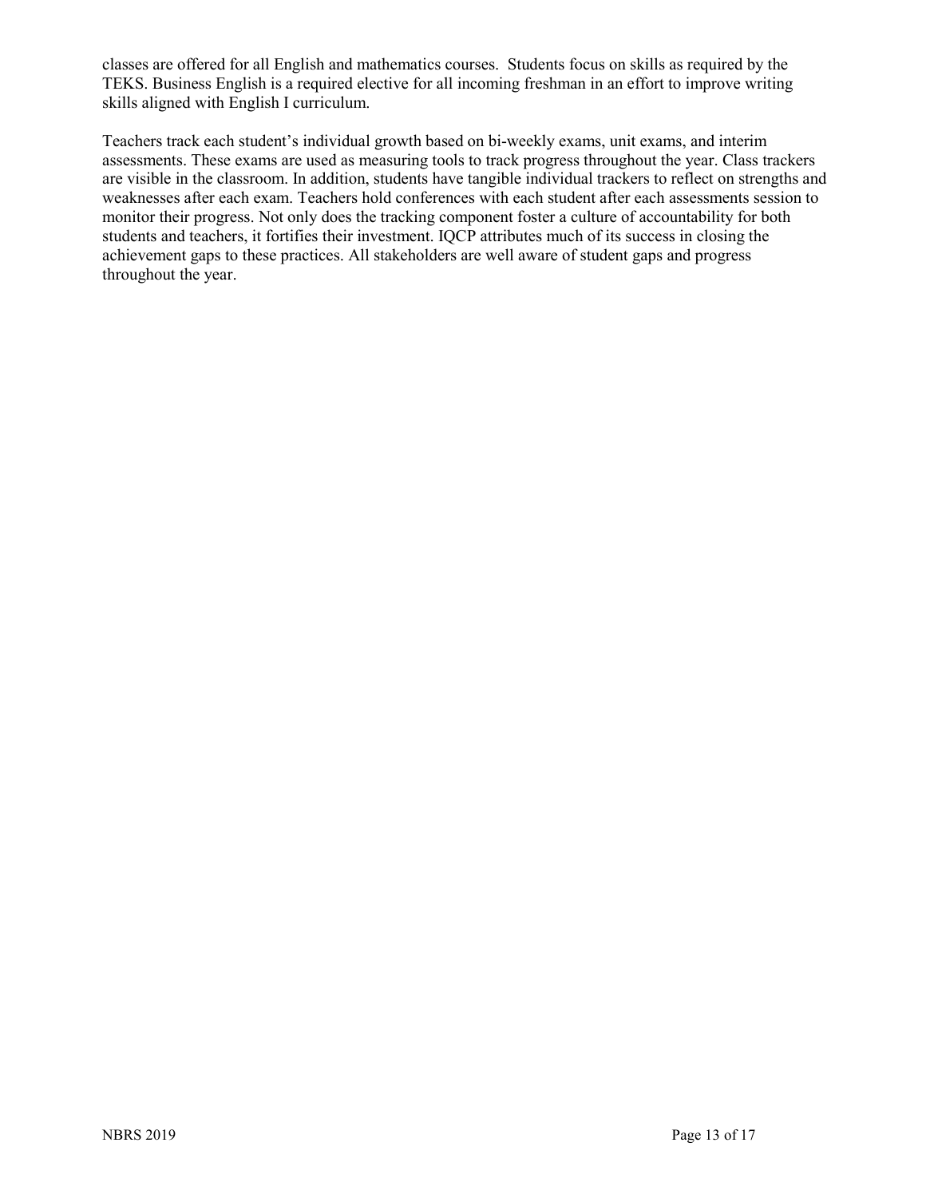classes are offered for all English and mathematics courses. Students focus on skills as required by the TEKS. Business English is a required elective for all incoming freshman in an effort to improve writing skills aligned with English I curriculum.

Teachers track each student's individual growth based on bi-weekly exams, unit exams, and interim assessments. These exams are used as measuring tools to track progress throughout the year. Class trackers are visible in the classroom. In addition, students have tangible individual trackers to reflect on strengths and weaknesses after each exam. Teachers hold conferences with each student after each assessments session to monitor their progress. Not only does the tracking component foster a culture of accountability for both students and teachers, it fortifies their investment. IQCP attributes much of its success in closing the achievement gaps to these practices. All stakeholders are well aware of student gaps and progress throughout the year.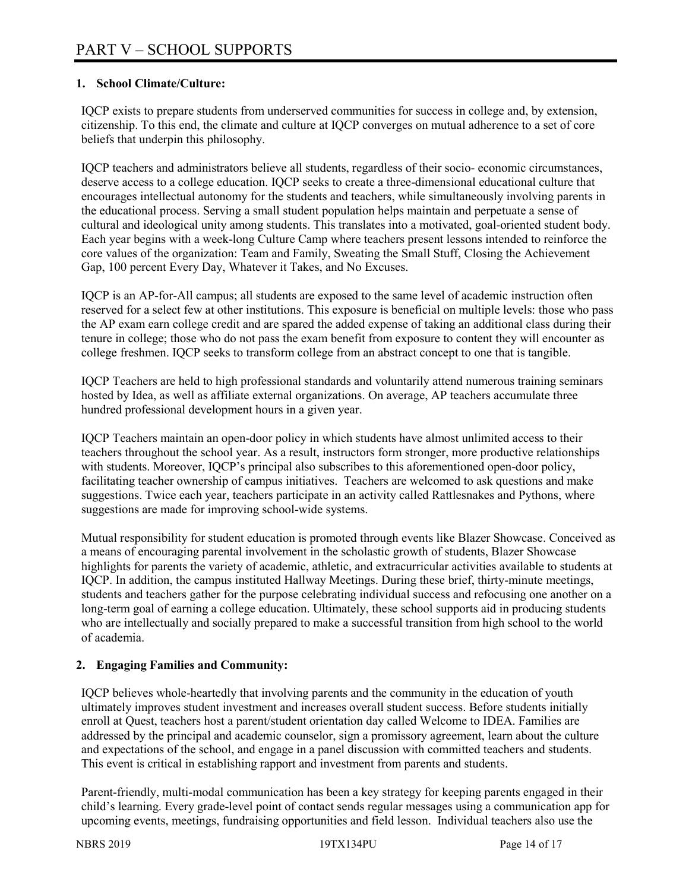# PART V – SCHOOL SUPPORTS

**1. School Climate/Culture:**

IQCP exists to prepare students from underserved communities for success in college and, by extension, citizenship. To this end, the climate and culture at IQCP converges on mutual adherence to a set of core beliefs that underpin this philosophy.

IQCP teachers and administrators believe all students, regardless of their socio- economic circumstances, deserve access to a college education. IQCP seeks to create a three-dimensional educational culture that encourages intellectual autonomy for the students and teachers, while simultaneously involving parents in the educational process. Serving a small student population helps maintain and perpetuate a sense of cultural and ideological unity among students. This translates into a motivated, goal-oriented student body. Each year begins with a week-long Culture Camp where teachers present lessons intended to reinforce the core values of the organization: Team and Family, Sweating the Small Stuff, Closing the Achievement Gap, 100 percent Every Day, Whatever it Takes, and No Excuses.

IQCP is an AP-for-All campus; all students are exposed to the same level of academic instruction often reserved for a select few at other institutions. This exposure is beneficial on multiple levels: those who pass the AP exam earn college credit and are spared the added expense of taking an additional class during their tenure in college; those who do not pass the exam benefit from exposure to content they will encounter as college freshmen. IQCP seeks to transform college from an abstract concept to one that is tangible.

IQCP Teachers are held to high professional standards and voluntarily attend numerous training seminars hosted by Idea, as well as affiliate external organizations. On average, AP teachers accumulate three hundred professional development hours in a given year.

IQCP Teachers maintain an open-door policy in which students have almost unlimited access to their teachers throughout the school year. As a result, instructors form stronger, more productive relationships with students. Moreover, IQCP's principal also subscribes to this aforementioned open-door policy, facilitating teacher ownership of campus initiatives. Teachers are welcomed to ask questions and make suggestions. Twice each year, teachers participate in an activity called Rattlesnakes and Pythons, where suggestions are made for improving school-wide systems.

Mutual responsibility for student education is promoted through events like Blazer Showcase. Conceived as a means of encouraging parental involvement in the scholastic growth of students, Blazer Showcase highlights for parents the variety of academic, athletic, and extracurricular activities available to students at IQCP. In addition, the campus instituted Hallway Meetings. During these brief, thirty-minute meetings, students and teachers gather for the purpose celebrating individual success and refocusing one another on a long-term goal of earning a college education. Ultimately, these school supports aid in producing students who are intellectually and socially prepared to make a successful transition from high school to the world of academia.

**2. Engaging Families and Community:**

IQCP believes whole-heartedly that involving parents and the community in the education of youth ultimately improves student investment and increases overall student success. Before students initially enroll at Quest, teachers host a parent/student orientation day called Welcome to IDEA. Families are addressed by the principal and academic counselor, sign a promissory agreement, learn about the culture and expectations of the school, and engage in a panel discussion with committed teachers and students. This event is critical in establishing rapport and investment from parents and students.

Parent-friendly, multi-modal communication has been a key strategy for keeping parents engaged in their child's learning. Every grade-level point of contact sends regular messages using a communication app for upcoming events, meetings, fundraising opportunities and field lesson. Individual teachers also use the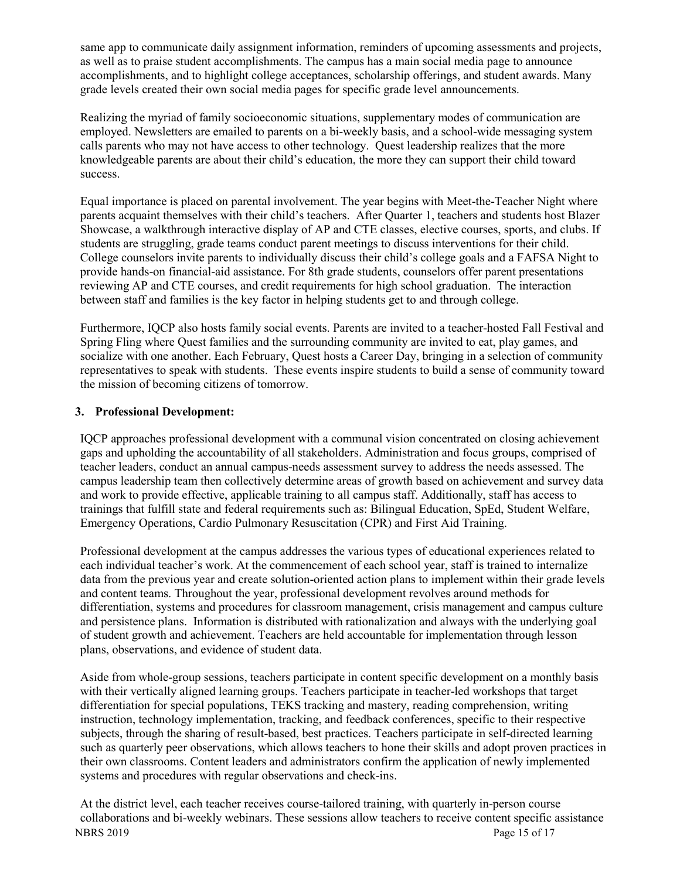same app to communicate daily assignment information, reminders of upcoming assessments and projects, as well as to praise student accomplishments. The campus has a main social media page to announce accomplishments, and to highlight college acceptances, scholarship offerings, and student awards. Many grade levels created their own social media pages for specific grade level announcements.

Realizing the myriad of family socioeconomic situations, supplementary modes of communication are employed. Newsletters are emailed to parents on a bi-weekly basis, and a school-wide messaging system calls parents who may not have access to other technology. Quest leadership realizes that the more knowledgeable parents are about their child's education, the more they can support their child toward success.

Equal importance is placed on parental involvement. The year begins with Meet-the-Teacher Night where parents acquaint themselves with their child's teachers. After Quarter 1, teachers and students host Blazer Showcase, a walkthrough interactive display of AP and CTE classes, elective courses, sports, and clubs. If students are struggling, grade teams conduct parent meetings to discuss interventions for their child. College counselors invite parents to individually discuss their child's college goals and a FAFSA Night to provide hands-on financial-aid assistance. For 8th grade students, counselors offer parent presentations reviewing AP and CTE courses, and credit requirements for high school graduation. The interaction between staff and families is the key factor in helping students get to and through college.

Furthermore, IQCP also hosts family social events. Parents are invited to a teacher-hosted Fall Festival and Spring Fling where Quest families and the surrounding community are invited to eat, play games, and socialize with one another. Each February, Quest hosts a Career Day, bringing in a selection of community representatives to speak with students. These events inspire students to build a sense of community toward the mission of becoming citizens of tomorrow.

### 3. Professional Development:

IQCP approaches professional development with a communal vision concentrated on closing achievement gaps and upholding the accountability of all stakeholders. Administration and focus groups, comprised of teacher leaders, conduct an annual campus-needs assessment survey to address the needs assessed. The campus leadership team then collectively determine areas of growth based on achievement and survey data and work to provide effective, applicable training to all campus staff. Additionally, staff has access to trainings that fulfill state and federal requirements such as: Bilingual Education, SpEd, Student Welfare, Emergency Operations, Cardio Pulmonary Resuscitation (CPR) and First Aid Training.

Professional development at the campus addresses the various types of educational experiences related to each individual teacher's work. At the commencement of each school year, staff is trained to internalize data from the previous year and create solution-oriented action plans to implement within their grade levels and content teams. Throughout the year, professional development revolves around methods for differentiation, systems and procedures for classroom management, crisis management and campus culture and persistence plans. Information is distributed with rationalization and always with the underlying goal of student growth and achievement. Teachers are held accountable for implementation through lesson plans, observations, and evidence of student data.

Aside from whole-group sessions, teachers participate in content specific development on a monthly basis with their vertically aligned learning groups. Teachers participate in teacher-led workshops that target differentiation for special populations, TEKS tracking and mastery, reading comprehension, writing instruction, technology implementation, tracking, and feedback conferences, specific to their respective subjects, through the sharing of result-based, best practices. Teachers participate in self-directed learning such as quarterly peer observations, which allows teachers to hone their skills and adopt proven practices in their own classrooms. Content leaders and administrators confirm the application of newly implemented systems and procedures with regular observations and check-ins.

At the district level, each teacher receives course-tailored training, with quarterly in-person course collaborations and bi-weekly webinars. These sessions allow teachers to receive content specific assistance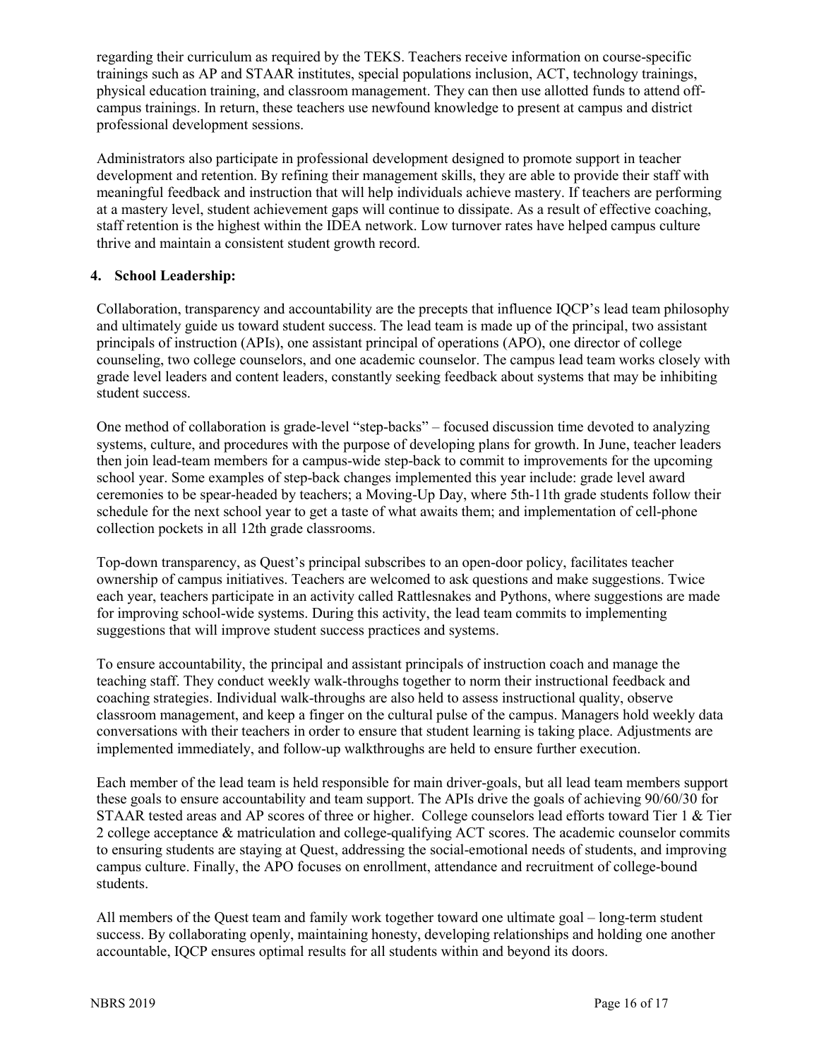regarding their curriculum as required by the TEKS. Teachers receive information on course-specific trainings such as AP and STAAR institutes, special populations inclusion, ACT, technology trainings, physical education training, and classroom management. They can then use allotted funds to attend off-campus trainings. In return, these teachers use newfound knowledge to present at campus and district professional development sessions.

Administrators also participate in professional development designed to promote support in teacher development and retention. By refining their management skills, they are able to provide their staff with meaningful feedback and instruction that will help individuals achieve mastery. If teachers are performing at a mastery level, student achievement gaps will continue to dissipate. As a result of effective coaching, staff retention is the highest within the IDEA network. Low turnover rates have helped campus culture thrive and maintain a consistent student growth record.

**4. School Leadership:**

Collaboration, transparency and accountability are the precepts that influence IQCP's lead team philosophy and ultimately guide us toward student success. The lead team is made up of the principal, two assistant principals of instruction (APIs), one assistant principal of operations (APO), one director of college counseling, two college counselors, and one academic counselor. The campus lead team works closely with grade level leaders and content leaders, constantly seeking feedback about systems that may be inhibiting student success.

One method of collaboration is grade-level "step-backs" – focused discussion time devoted to analyzing systems, culture, and procedures with the purpose of developing plans for growth. In June, teacher leaders then join lead-team members for a campus-wide step-back to commit to improvements for the upcoming school year. Some examples of step-back changes implemented this year include: grade level award ceremonies to be spear-headed by teachers; a Moving-Up Day, where 5th-11th grade students follow their schedule for the next school year to get a taste of what awaits them; and implementation of cell-phone collection pockets in all 12th grade classrooms.

Top-down transparency, as Quest's principal subscribes to an open-door policy, facilitates teacher ownership of campus initiatives. Teachers are welcomed to ask questions and make suggestions. Twice each year, teachers participate in an activity called Rattlesnakes and Pythons, where suggestions are made for improving school-wide systems. During this activity, the lead team commits to implementing suggestions that will improve student success practices and systems.

To ensure accountability, the principal and assistant principals of instruction coach and manage the teaching staff. They conduct weekly walk-throughs together to norm their instructional feedback and coaching strategies. Individual walk-throughs are also held to assess instructional quality, observe classroom management, and keep a finger on the cultural pulse of the campus. Managers hold weekly data conversations with their teachers in order to ensure that student learning is taking place. Adjustments are implemented immediately, and follow-up walkthroughs are held to ensure further execution.

Each member of the lead team is held responsible for main driver-goals, but all lead team members support these goals to ensure accountability and team support. The APIs drive the goals of achieving 90/60/30 for STAAR tested areas and AP scores of three or higher. College counselors lead efforts toward Tier 1 & Tier 2 college acceptance & matriculation and college-qualifying ACT scores. The academic counselor commits to ensuring students are staying at Quest, addressing the social-emotional needs of students, and improving campus culture. Finally, the APO focuses on enrollment, attendance and recruitment of college-bound students.

All members of the Quest team and family work together toward one ultimate goal – long-term student success. By collaborating openly, maintaining honesty, developing relationships and holding one another accountable, IQCP ensures optimal results for all students within and beyond its doors.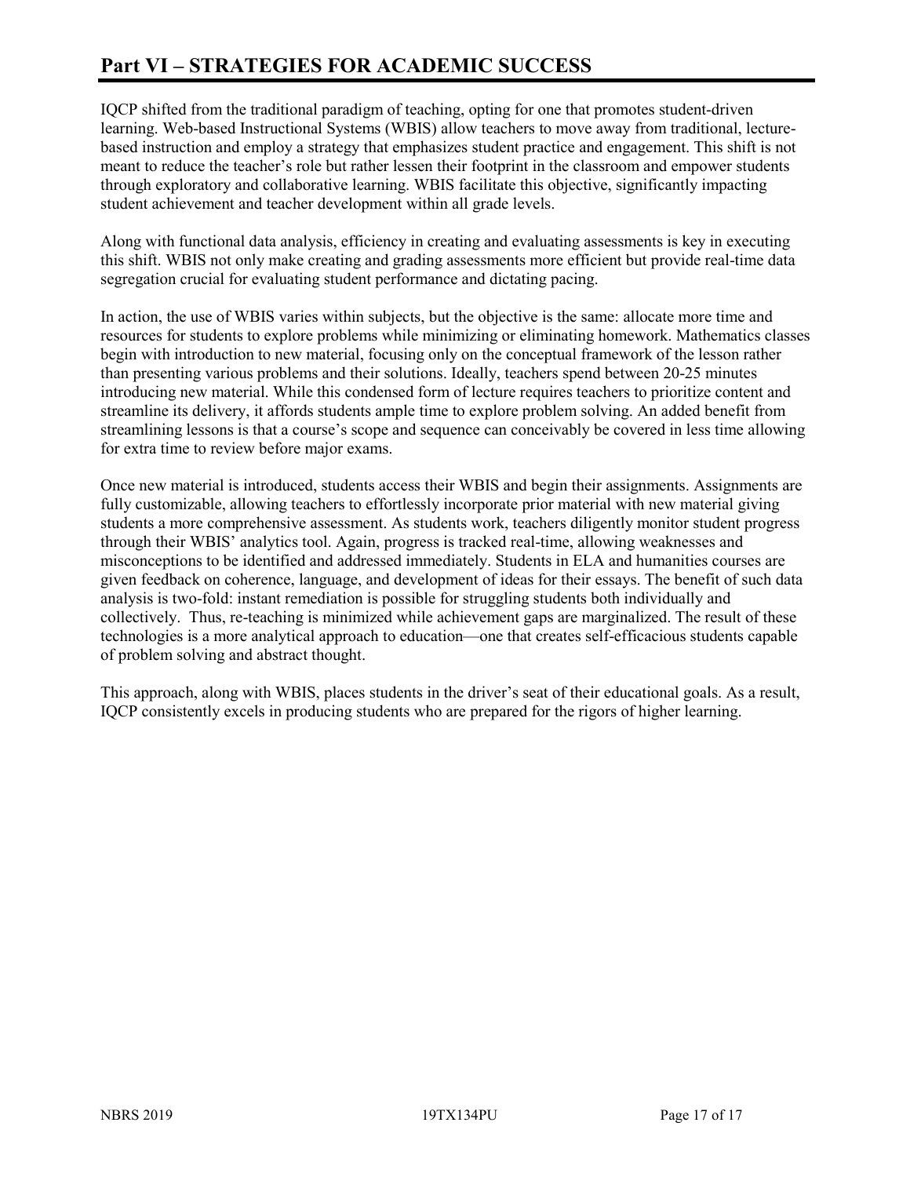# Part VI – STRATEGIES FOR ACADEMIC SUCCESS

IQCP shifted from the traditional paradigm of teaching, opting for one that promotes student-driven learning. Web-based Instructional Systems (WBIS) allow teachers to move away from traditional, lecture-based instruction and employ a strategy that emphasizes student practice and engagement. This shift is not meant to reduce the teacher's role but rather lessen their footprint in the classroom and empower students through exploratory and collaborative learning. WBIS facilitate this objective, significantly impacting student achievement and teacher development within all grade levels.

Along with functional data analysis, efficiency in creating and evaluating assessments is key in executing this shift. WBIS not only make creating and grading assessments more efficient but provide real-time data segregation crucial for evaluating student performance and dictating pacing.

In action, the use of WBIS varies within subjects, but the objective is the same: allocate more time and resources for students to explore problems while minimizing or eliminating homework. Mathematics classes begin with introduction to new material, focusing only on the conceptual framework of the lesson rather than presenting various problems and their solutions. Ideally, teachers spend between 20-25 minutes introducing new material. While this condensed form of lecture requires teachers to prioritize content and streamline its delivery, it affords students ample time to explore problem solving. An added benefit from streamlining lessons is that a course's scope and sequence can conceivably be covered in less time allowing for extra time to review before major exams.

Once new material is introduced, students access their WBIS and begin their assignments. Assignments are fully customizable, allowing teachers to effortlessly incorporate prior material with new material giving students a more comprehensive assessment. As students work, teachers diligently monitor student progress through their WBIS' analytics tool. Again, progress is tracked real-time, allowing weaknesses and misconceptions to be identified and addressed immediately. Students in ELA and humanities courses are given feedback on coherence, language, and development of ideas for their essays. The benefit of such data analysis is two-fold: instant remediation is possible for struggling students both individually and collectively. Thus, re-teaching is minimized while achievement gaps are marginalized. The result of these technologies is a more analytical approach to education—one that creates self-efficacious students capable of problem solving and abstract thought.

This approach, along with WBIS, places students in the driver's seat of their educational goals. As a result, IQCP consistently excels in producing students who are prepared for the rigors of higher learning.